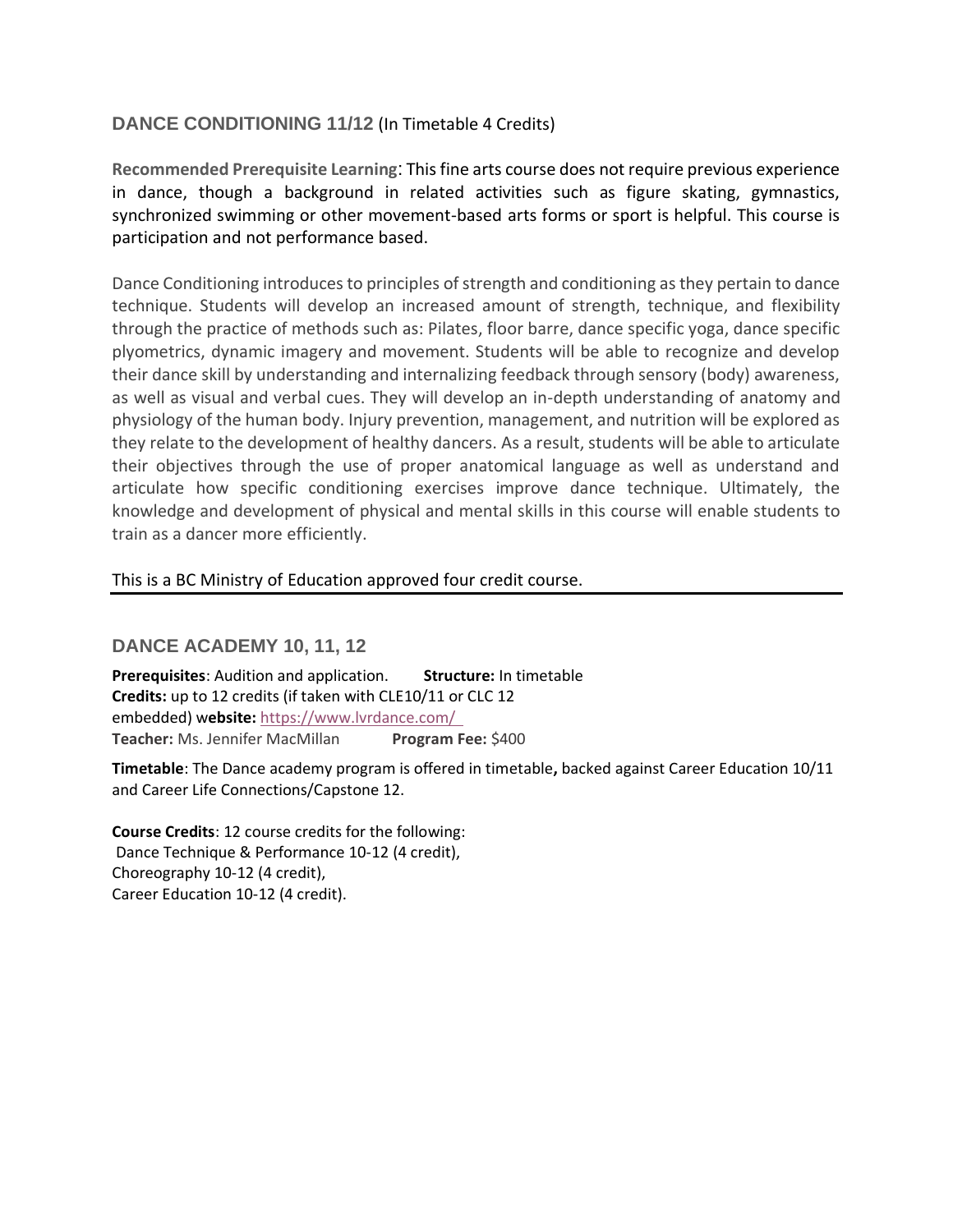## DANCE CONDITIONING 11/12 (In Timetable 4 Credits)

**Recommended Prerequisite Learning**: This fine arts course does not require previous experience in dance, though a background in related activities such as figure skating, gymnastics, synchronized swimming or other movement-based arts forms or sport is helpful. This course is participation and not performance based.

Dance Conditioning introduces to principles of strength and conditioning as they pertain to dance technique. Students will develop an increased amount of strength, technique, and flexibility through the practice of methods such as: Pilates, floor barre, dance specific yoga, dance specific plyometrics, dynamic imagery and movement. Students will be able to recognize and develop their dance skill by understanding and internalizing feedback through sensory (body) awareness, as well as visual and verbal cues. They will develop an in-depth understanding of anatomy and physiology of the human body. Injury prevention, management, and nutrition will be explored as they relate to the development of healthy dancers. As a result, students will be able to articulate their objectives through the use of proper anatomical language as well as understand and articulate how specific conditioning exercises improve dance technique. Ultimately, the knowledge and development of physical and mental skills in this course will enable students to train as a dancer more efficiently.

This is a BC Ministry of Education approved four credit course.

---

## DANCE ACADEMY 10, 11, 12

**Prerequisites**: Audition and application. **Structure:** In timetable
**Credits:** up to 12 credits (if taken with CLE10/11 or CLC 12 embedded) **website:** https://www.lvrdance.com/
**Teacher:** Ms. Jennifer MacMillan **Program Fee:** $400

**Timetable**: The Dance academy program is offered in timetable**,** backed against Career Education 10/11 and Career Life Connections/Capstone 12.

**Course Credits**: 12 course credits for the following:
Dance Technique & Performance 10-12 (4 credit),
Choreography 10-12 (4 credit),
Career Education 10-12 (4 credit).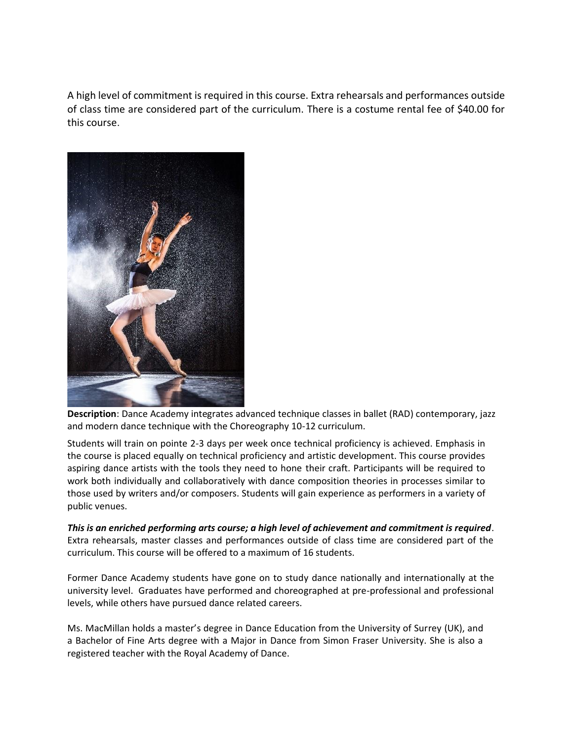A high level of commitment is required in this course. Extra rehearsals and performances outside of class time are considered part of the curriculum. There is a costume rental fee of $40.00 for this course.

**Description**: Dance Academy integrates advanced technique classes in ballet (RAD) contemporary, jazz and modern dance technique with the Choreography 10-12 curriculum.

Students will train on pointe 2-3 days per week once technical proficiency is achieved. Emphasis in the course is placed equally on technical proficiency and artistic development. This course provides aspiring dance artists with the tools they need to hone their craft. Participants will be required to work both individually and collaboratively with dance composition theories in processes similar to those used by writers and/or composers. Students will gain experience as performers in a variety of public venues.

***This is an enriched performing arts course; a high level of achievement and commitment is required***. Extra rehearsals, master classes and performances outside of class time are considered part of the curriculum. This course will be offered to a maximum of 16 students.

Former Dance Academy students have gone on to study dance nationally and internationally at the university level. Graduates have performed and choreographed at pre-professional and professional levels, while others have pursued dance related careers.

Ms. MacMillan holds a master's degree in Dance Education from the University of Surrey (UK), and a Bachelor of Fine Arts degree with a Major in Dance from Simon Fraser University. She is also a registered teacher with the Royal Academy of Dance.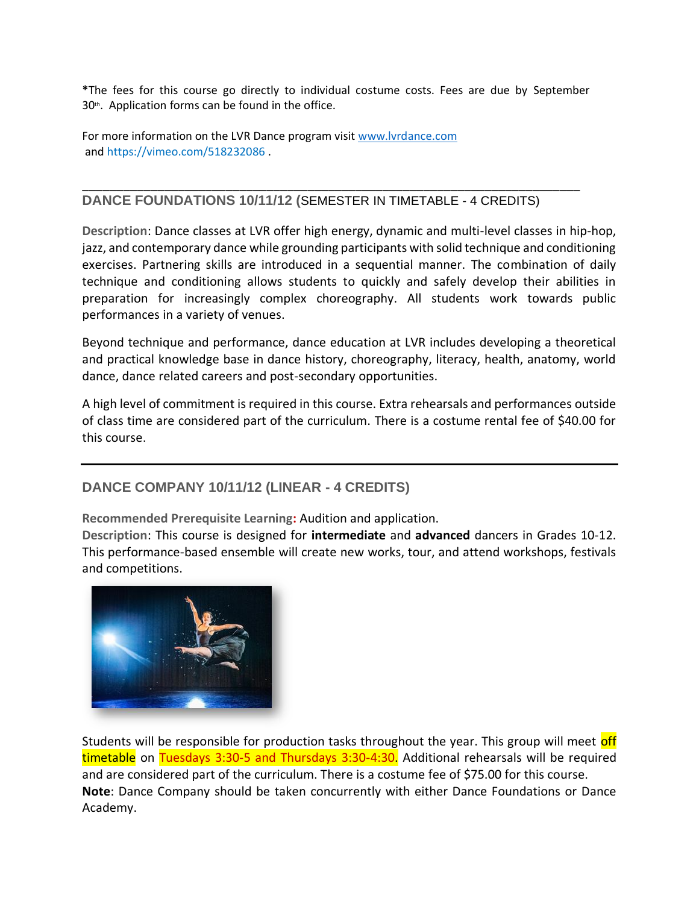*The fees for this course go directly to individual costume costs. Fees are due by September 30th. Application forms can be found in the office.

For more information on the LVR Dance program visit www.lvrdance.com and https://vimeo.com/518232086 .

---

## DANCE FOUNDATIONS 10/11/12 (SEMESTER IN TIMETABLE - 4 CREDITS)

**Description**: Dance classes at LVR offer high energy, dynamic and multi-level classes in hip-hop, jazz, and contemporary dance while grounding participants with solid technique and conditioning exercises. Partnering skills are introduced in a sequential manner. The combination of daily technique and conditioning allows students to quickly and safely develop their abilities in preparation for increasingly complex choreography. All students work towards public performances in a variety of venues.

Beyond technique and performance, dance education at LVR includes developing a theoretical and practical knowledge base in dance history, choreography, literacy, health, anatomy, world dance, dance related careers and post-secondary opportunities.

A high level of commitment is required in this course. Extra rehearsals and performances outside of class time are considered part of the curriculum. There is a costume rental fee of $40.00 for this course.

---

## DANCE COMPANY 10/11/12 (LINEAR - 4 CREDITS)

**Recommended Prerequisite Learning:** Audition and application.
**Description**: This course is designed for **intermediate** and **advanced** dancers in Grades 10-12. This performance-based ensemble will create new works, tour, and attend workshops, festivals and competitions.

Students will be responsible for production tasks throughout the year. This group will meet off timetable on Tuesdays 3:30-5 and Thursdays 3:30-4:30. Additional rehearsals will be required and are considered part of the curriculum. There is a costume fee of $75.00 for this course.
**Note**: Dance Company should be taken concurrently with either Dance Foundations or Dance Academy.